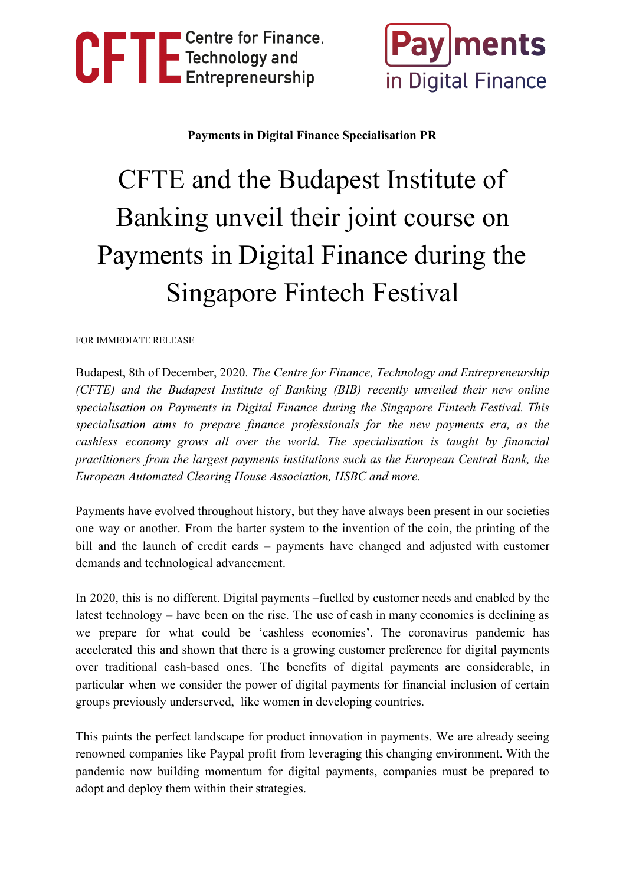**Payments in Digital Finance Specialisation PR**

# CFTE and the Budapest Institute of Banking unveil their joint course on Payments in Digital Finance during the Singapore Fintech Festival

FOR IMMEDIATE RELEASE

Budapest, 8th of December, 2020. *The Centre for Finance, Technology and Entrepreneurship (CFTE) and the Budapest Institute of Banking (BIB) recently unveiled their new online specialisation on Payments in Digital Finance during the Singapore Fintech Festival. This specialisation aims to prepare finance professionals for the new payments era, as the cashless economy grows all over the world. The specialisation is taught by financial practitioners from the largest payments institutions such as the European Central Bank, the European Automated Clearing House Association, HSBC and more.*

Payments have evolved throughout history, but they have always been present in our societies one way or another. From the barter system to the invention of the coin, the printing of the bill and the launch of credit cards – payments have changed and adjusted with customer demands and technological advancement.

In 2020, this is no different. Digital payments –fuelled by customer needs and enabled by the latest technology – have been on the rise. The use of cash in many economies is declining as we prepare for what could be 'cashless economies'. The coronavirus pandemic has accelerated this and shown that there is a growing customer preference for digital payments over traditional cash-based ones. The benefits of digital payments are considerable, in particular when we consider the power of digital payments for financial inclusion of certain groups previously underserved, like women in developing countries.

This paints the perfect landscape for product innovation in payments. We are already seeing renowned companies like Paypal profit from leveraging this changing environment. With the pandemic now building momentum for digital payments, companies must be prepared to adopt and deploy them within their strategies.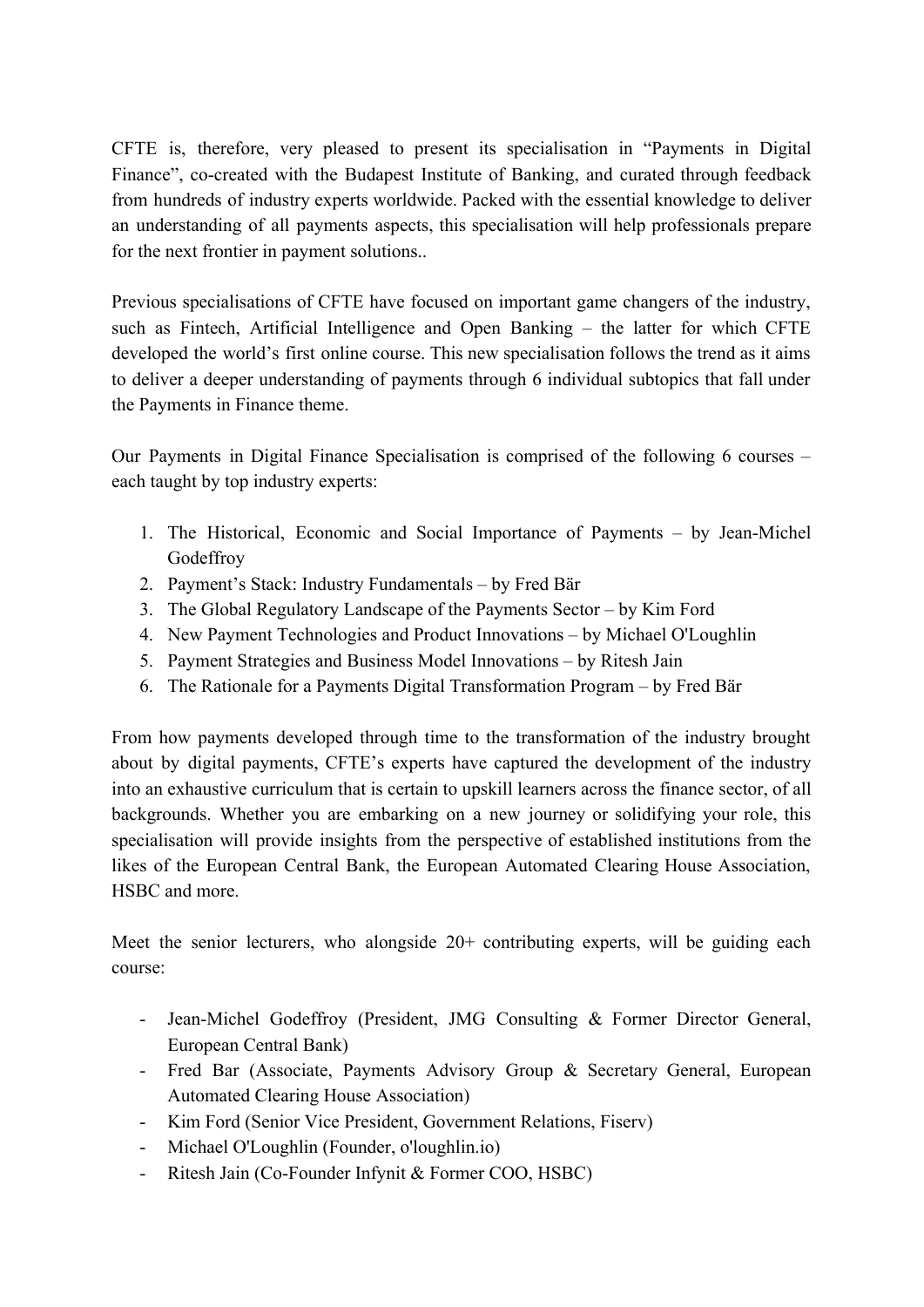CFTE is, therefore, very pleased to present its specialisation in "Payments in Digital Finance", co-created with the Budapest Institute of Banking, and curated through feedback from hundreds of industry experts worldwide. Packed with the essential knowledge to deliver an understanding of all payments aspects, this specialisation will help professionals prepare for the next frontier in payment solutions..

Previous specialisations of CFTE have focused on important game changers of the industry, such as Fintech, Artificial Intelligence and Open Banking – the latter for which CFTE developed the world's first online course. This new specialisation follows the trend as it aims to deliver a deeper understanding of payments through 6 individual subtopics that fall under the Payments in Finance theme.

Our Payments in Digital Finance Specialisation is comprised of the following 6 courses – each taught by top industry experts:

1. The Historical, Economic and Social Importance of Payments – by Jean-Michel Godeffroy
2. Payment's Stack: Industry Fundamentals – by Fred Bär
3. The Global Regulatory Landscape of the Payments Sector – by Kim Ford
4. New Payment Technologies and Product Innovations – by Michael O'Loughlin
5. Payment Strategies and Business Model Innovations – by Ritesh Jain
6. The Rationale for a Payments Digital Transformation Program – by Fred Bär

From how payments developed through time to the transformation of the industry brought about by digital payments, CFTE's experts have captured the development of the industry into an exhaustive curriculum that is certain to upskill learners across the finance sector, of all backgrounds. Whether you are embarking on a new journey or solidifying your role, this specialisation will provide insights from the perspective of established institutions from the likes of the European Central Bank, the European Automated Clearing House Association, HSBC and more.

Meet the senior lecturers, who alongside 20+ contributing experts, will be guiding each course:

- Jean-Michel Godeffroy (President, JMG Consulting & Former Director General, European Central Bank)
- Fred Bar (Associate, Payments Advisory Group & Secretary General, European Automated Clearing House Association)
- Kim Ford (Senior Vice President, Government Relations, Fiserv)
- Michael O'Loughlin (Founder, o'loughlin.io)
- Ritesh Jain (Co-Founder Infynit & Former COO, HSBC)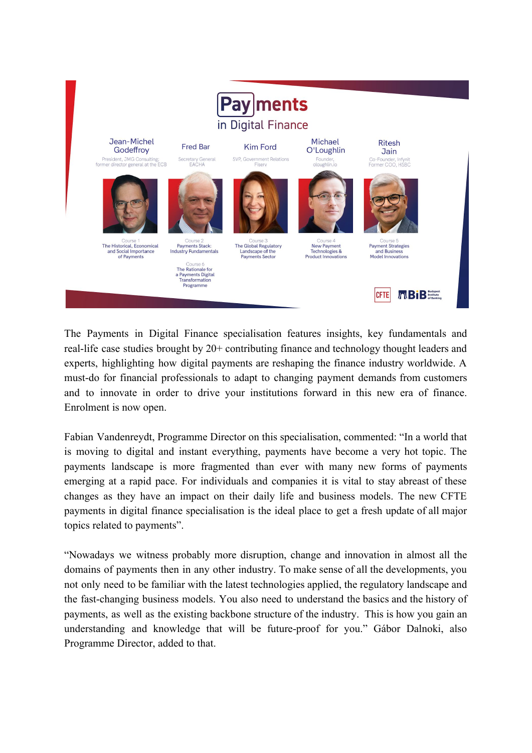# Payments in Digital Finance

| Jean-Michel Godeffroy | Fred Bar | Kim Ford | Michael O'Loughlin | Ritesh Jain |
|---|---|---|---|---|
| President, JMG Consulting; former director general at the ECB | Secretary General EACHA | SVP, Government Relations Fiserv | Founder, oloughlin.io | Co-Founder, Infynit Former COO, HSBC |
| Course 1 The Historical, Economical and Social Importance of Payments | Course 2 Payments Stack: Industry Fundamentals | Course 3 The Global Regulatory Landscape of the Payments Sector | Course 4 New Payment Technologies & Product Innovations | Course 5 Payment Strategies and Business Model Innovations |
| | Course 6 The Rationale for a Payments Digital Transformation Programme | | | |

CFTE BiB Budapest Institute of Banking

The Payments in Digital Finance specialisation features insights, key fundamentals and real-life case studies brought by 20+ contributing finance and technology thought leaders and experts, highlighting how digital payments are reshaping the finance industry worldwide. A must-do for financial professionals to adapt to changing payment demands from customers and to innovate in order to drive your institutions forward in this new era of finance. Enrolment is now open.

Fabian Vandenreydt, Programme Director on this specialisation, commented: "In a world that is moving to digital and instant everything, payments have become a very hot topic. The payments landscape is more fragmented than ever with many new forms of payments emerging at a rapid pace. For individuals and companies it is vital to stay abreast of these changes as they have an impact on their daily life and business models. The new CFTE payments in digital finance specialisation is the ideal place to get a fresh update of all major topics related to payments".

"Nowadays we witness probably more disruption, change and innovation in almost all the domains of payments then in any other industry. To make sense of all the developments, you not only need to be familiar with the latest technologies applied, the regulatory landscape and the fast-changing business models. You also need to understand the basics and the history of payments, as well as the existing backbone structure of the industry. This is how you gain an understanding and knowledge that will be future-proof for you." Gábor Dalnoki, also Programme Director, added to that.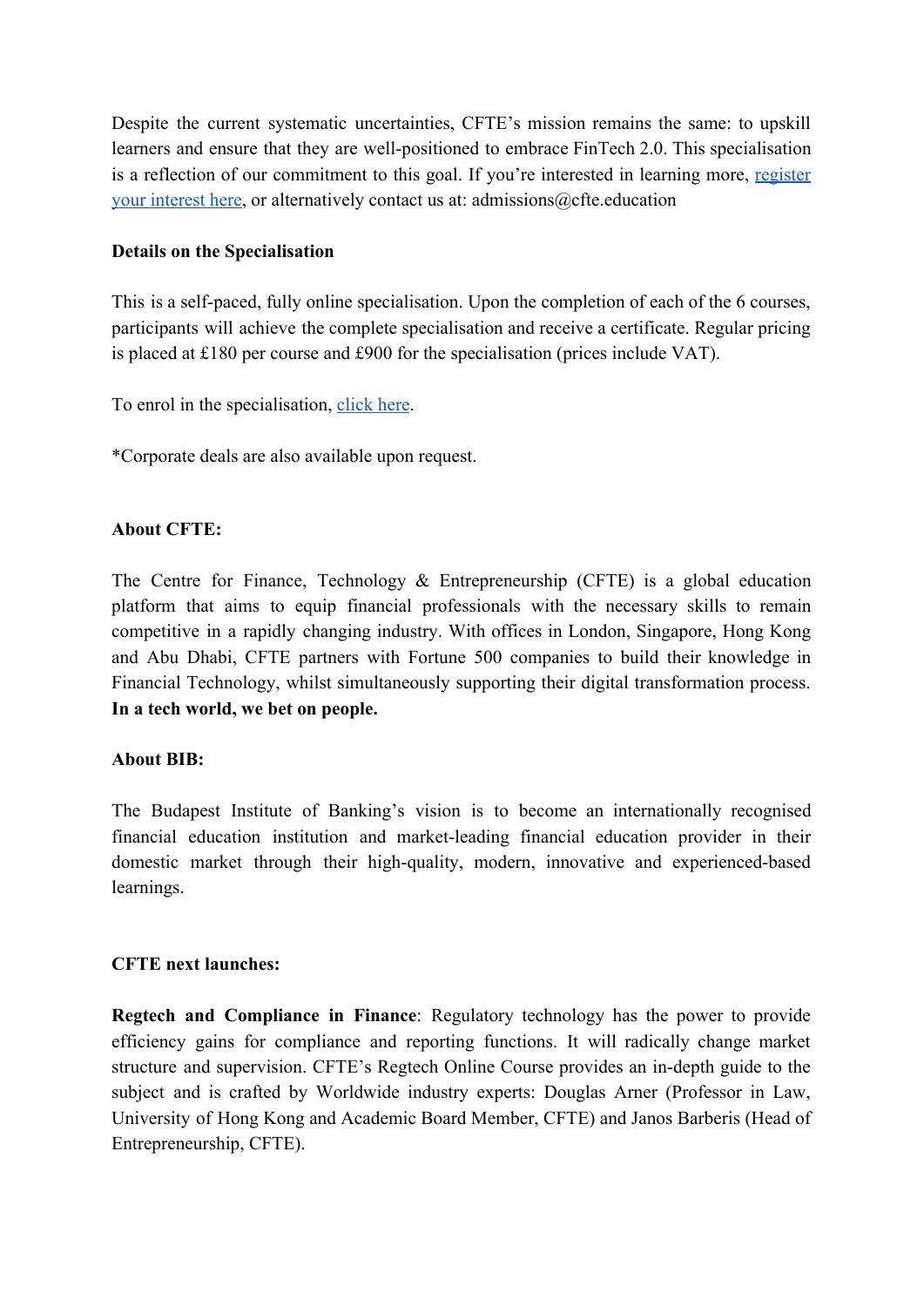Despite the current systematic uncertainties, CFTE's mission remains the same: to upskill learners and ensure that they are well-positioned to embrace FinTech 2.0. This specialisation is a reflection of our commitment to this goal. If you're interested in learning more, register your interest here, or alternatively contact us at: admissions@cfte.education

**Details on the Specialisation**

This is a self-paced, fully online specialisation. Upon the completion of each of the 6 courses, participants will achieve the complete specialisation and receive a certificate. Regular pricing is placed at £180 per course and £900 for the specialisation (prices include VAT).

To enrol in the specialisation, click here.

*Corporate deals are also available upon request.

**About CFTE:**

The Centre for Finance, Technology & Entrepreneurship (CFTE) is a global education platform that aims to equip financial professionals with the necessary skills to remain competitive in a rapidly changing industry. With offices in London, Singapore, Hong Kong and Abu Dhabi, CFTE partners with Fortune 500 companies to build their knowledge in Financial Technology, whilst simultaneously supporting their digital transformation process. **In a tech world, we bet on people.**

**About BIB:**

The Budapest Institute of Banking's vision is to become an internationally recognised financial education institution and market-leading financial education provider in their domestic market through their high-quality, modern, innovative and experienced-based learnings.

**CFTE next launches:**

**Regtech and Compliance in Finance**: Regulatory technology has the power to provide efficiency gains for compliance and reporting functions. It will radically change market structure and supervision. CFTE's Regtech Online Course provides an in-depth guide to the subject and is crafted by Worldwide industry experts: Douglas Arner (Professor in Law, University of Hong Kong and Academic Board Member, CFTE) and Janos Barberis (Head of Entrepreneurship, CFTE).